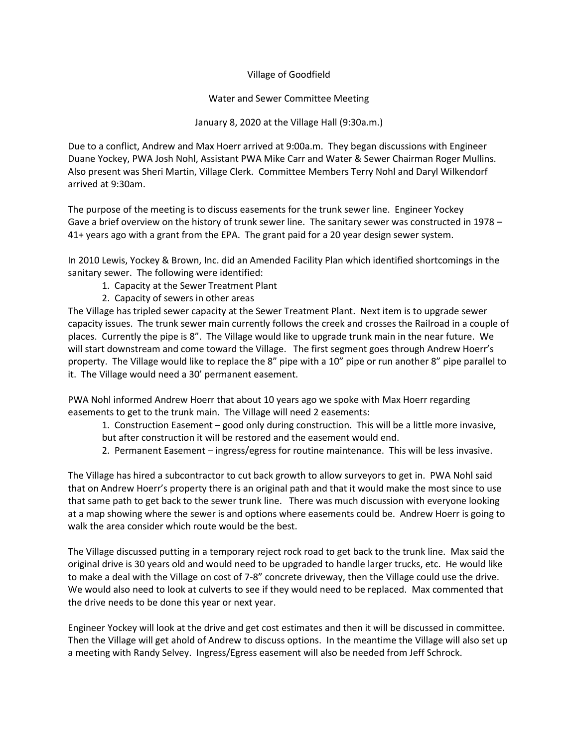Village of Goodfield

Water and Sewer Committee Meeting

January 8, 2020 at the Village Hall (9:30a.m.)

Due to a conflict, Andrew and Max Hoerr arrived at 9:00a.m. They began discussions with Engineer Duane Yockey, PWA Josh Nohl, Assistant PWA Mike Carr and Water & Sewer Chairman Roger Mullins. Also present was Sheri Martin, Village Clerk. Committee Members Terry Nohl and Daryl Wilkendorf arrived at 9:30am.

The purpose of the meeting is to discuss easements for the trunk sewer line. Engineer Yockey Gave a brief overview on the history of trunk sewer line. The sanitary sewer was constructed in 1978 – 41+ years ago with a grant from the EPA. The grant paid for a 20 year design sewer system.

In 2010 Lewis, Yockey & Brown, Inc. did an Amended Facility Plan which identified shortcomings in the sanitary sewer. The following were identified:

1. Capacity at the Sewer Treatment Plant
2. Capacity of sewers in other areas

The Village has tripled sewer capacity at the Sewer Treatment Plant. Next item is to upgrade sewer capacity issues. The trunk sewer main currently follows the creek and crosses the Railroad in a couple of places. Currently the pipe is 8". The Village would like to upgrade trunk main in the near future. We will start downstream and come toward the Village. The first segment goes through Andrew Hoerr's property. The Village would like to replace the 8" pipe with a 10" pipe or run another 8" pipe parallel to it. The Village would need a 30' permanent easement.

PWA Nohl informed Andrew Hoerr that about 10 years ago we spoke with Max Hoerr regarding easements to get to the trunk main. The Village will need 2 easements:

1. Construction Easement – good only during construction. This will be a little more invasive, but after construction it will be restored and the easement would end.
2. Permanent Easement – ingress/egress for routine maintenance. This will be less invasive.

The Village has hired a subcontractor to cut back growth to allow surveyors to get in. PWA Nohl said that on Andrew Hoerr's property there is an original path and that it would make the most since to use that same path to get back to the sewer trunk line. There was much discussion with everyone looking at a map showing where the sewer is and options where easements could be. Andrew Hoerr is going to walk the area consider which route would be the best.

The Village discussed putting in a temporary reject rock road to get back to the trunk line. Max said the original drive is 30 years old and would need to be upgraded to handle larger trucks, etc. He would like to make a deal with the Village on cost of 7-8" concrete driveway, then the Village could use the drive. We would also need to look at culverts to see if they would need to be replaced. Max commented that the drive needs to be done this year or next year.

Engineer Yockey will look at the drive and get cost estimates and then it will be discussed in committee. Then the Village will get ahold of Andrew to discuss options. In the meantime the Village will also set up a meeting with Randy Selvey. Ingress/Egress easement will also be needed from Jeff Schrock.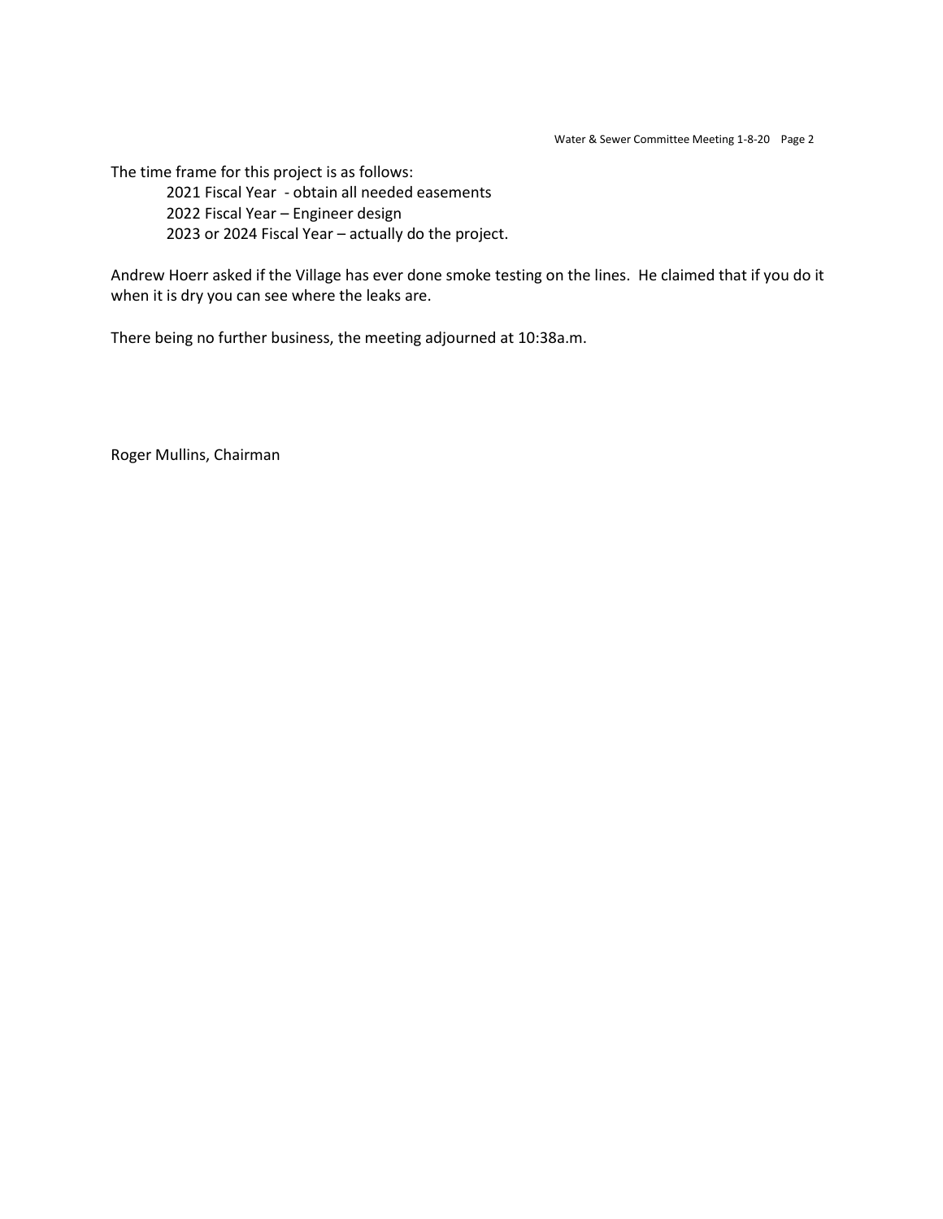The time frame for this project is as follows:

2021 Fiscal Year - obtain all needed easements
2022 Fiscal Year – Engineer design
2023 or 2024 Fiscal Year – actually do the project.

Andrew Hoerr asked if the Village has ever done smoke testing on the lines. He claimed that if you do it when it is dry you can see where the leaks are.

There being no further business, the meeting adjourned at 10:38a.m.

Roger Mullins, Chairman